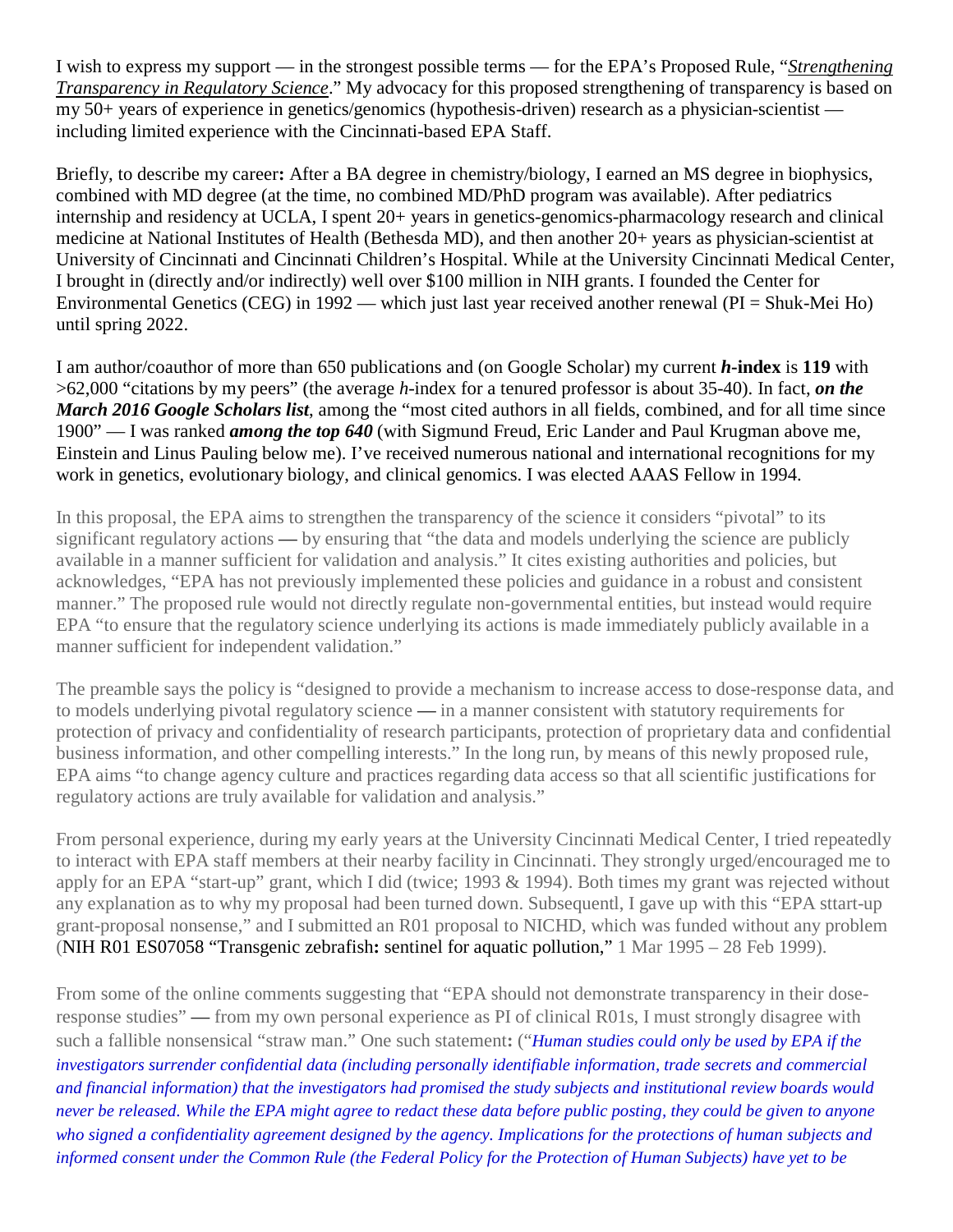I wish to express my support — in the strongest possible terms — for the EPA's Proposed Rule, "*Strengthening Transparency in Regulatory Science*." My advocacy for this proposed strengthening of transparency is based on my 50+ years of experience in genetics/genomics (hypothesis-driven) research as a physician-scientist — including limited experience with the Cincinnati-based EPA Staff.

Briefly, to describe my career**:** After a BA degree in chemistry/biology, I earned an MS degree in biophysics, combined with MD degree (at the time, no combined MD/PhD program was available). After pediatrics internship and residency at UCLA, I spent 20+ years in genetics-genomics-pharmacology research and clinical medicine at National Institutes of Health (Bethesda MD), and then another 20+ years as physician-scientist at University of Cincinnati and Cincinnati Children's Hospital. While at the University Cincinnati Medical Center, I brought in (directly and/or indirectly) well over $100 million in NIH grants. I founded the Center for Environmental Genetics (CEG) in 1992 — which just last year received another renewal (PI = Shuk-Mei Ho) until spring 2022.

I am author/coauthor of more than 650 publications and (on Google Scholar) my current ***h*-index** is **119** with >62,000 "citations by my peers" (the average *h*-index for a tenured professor is about 35-40). In fact, ***on the March 2016 Google Scholars list***, among the "most cited authors in all fields, combined, and for all time since 1900" — I was ranked ***among the top 640*** (with Sigmund Freud, Eric Lander and Paul Krugman above me, Einstein and Linus Pauling below me). I've received numerous national and international recognitions for my work in genetics, evolutionary biology, and clinical genomics. I was elected AAAS Fellow in 1994.

In this proposal, the EPA aims to strengthen the transparency of the science it considers "pivotal" to its significant regulatory actions **—** by ensuring that "the data and models underlying the science are publicly available in a manner sufficient for validation and analysis." It cites existing authorities and policies, but acknowledges, "EPA has not previously implemented these policies and guidance in a robust and consistent manner." The proposed rule would not directly regulate non-governmental entities, but instead would require EPA "to ensure that the regulatory science underlying its actions is made immediately publicly available in a manner sufficient for independent validation."

The preamble says the policy is "designed to provide a mechanism to increase access to dose-response data, and to models underlying pivotal regulatory science **—** in a manner consistent with statutory requirements for protection of privacy and confidentiality of research participants, protection of proprietary data and confidential business information, and other compelling interests." In the long run, by means of this newly proposed rule, EPA aims "to change agency culture and practices regarding data access so that all scientific justifications for regulatory actions are truly available for validation and analysis."

From personal experience, during my early years at the University Cincinnati Medical Center, I tried repeatedly to interact with EPA staff members at their nearby facility in Cincinnati. They strongly urged/encouraged me to apply for an EPA "start-up" grant, which I did (twice; 1993 & 1994). Both times my grant was rejected without any explanation as to why my proposal had been turned down. Subsequentl, I gave up with this "EPA sttart-up grant-proposal nonsense," and I submitted an R01 proposal to NICHD, which was funded without any problem (NIH R01 ES07058 "Transgenic zebrafish**:** sentinel for aquatic pollution," 1 Mar 1995 – 28 Feb 1999).

From some of the online comments suggesting that "EPA should not demonstrate transparency in their dose-response studies" **—** from my own personal experience as PI of clinical R01s, I must strongly disagree with such a fallible nonsensical "straw man." One such statement**:** ("*Human studies could only be used by EPA if the investigators surrender confidential data (including personally identifiable information, trade secrets and commercial and financial information) that the investigators had promised the study subjects and institutional review boards would never be released. While the EPA might agree to redact these data before public posting, they could be given to anyone who signed a confidentiality agreement designed by the agency. Implications for the protections of human subjects and informed consent under the Common Rule (the Federal Policy for the Protection of Human Subjects) have yet to be*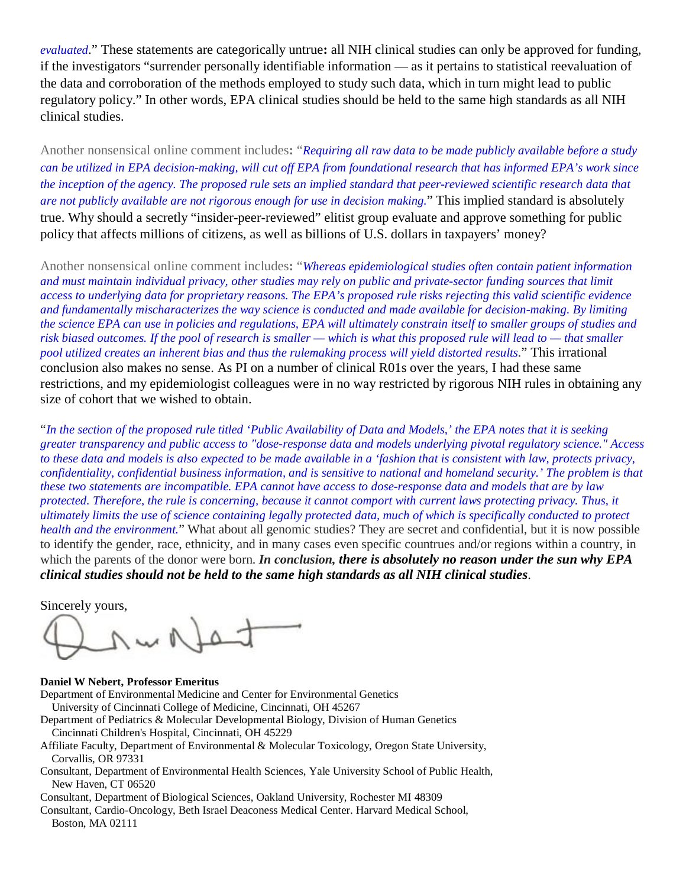*evaluated*." These statements are categorically untrue**:** all NIH clinical studies can only be approved for funding, if the investigators "surrender personally identifiable information — as it pertains to statistical reevaluation of the data and corroboration of the methods employed to study such data, which in turn might lead to public regulatory policy." In other words, EPA clinical studies should be held to the same high standards as all NIH clinical studies.

Another nonsensical online comment includes**:** "*Requiring all raw data to be made publicly available before a study can be utilized in EPA decision-making, will cut off EPA from foundational research that has informed EPA's work since the inception of the agency. The proposed rule sets an implied standard that peer-reviewed scientific research data that are not publicly available are not rigorous enough for use in decision making.*" This implied standard is absolutely true. Why should a secretly "insider-peer-reviewed" elitist group evaluate and approve something for public policy that affects millions of citizens, as well as billions of U.S. dollars in taxpayers' money?

Another nonsensical online comment includes**:** "*Whereas epidemiological studies often contain patient information and must maintain individual privacy, other studies may rely on public and private-sector funding sources that limit access to underlying data for proprietary reasons. The EPA's proposed rule risks rejecting this valid scientific evidence and fundamentally mischaracterizes the way science is conducted and made available for decision-making. By limiting the science EPA can use in policies and regulations, EPA will ultimately constrain itself to smaller groups of studies and risk biased outcomes. If the pool of research is smaller — which is what this proposed rule will lead to — that smaller pool utilized creates an inherent bias and thus the rulemaking process will yield distorted results*." This irrational conclusion also makes no sense. As PI on a number of clinical R01s over the years, I had these same restrictions, and my epidemiologist colleagues were in no way restricted by rigorous NIH rules in obtaining any size of cohort that we wished to obtain.

"*In the section of the proposed rule titled 'Public Availability of Data and Models,' the EPA notes that it is seeking greater transparency and public access to "dose-response data and models underlying pivotal regulatory science." Access to these data and models is also expected to be made available in a 'fashion that is consistent with law, protects privacy, confidentiality, confidential business information, and is sensitive to national and homeland security.' The problem is that these two statements are incompatible. EPA cannot have access to dose-response data and models that are by law protected. Therefore, the rule is concerning, because it cannot comport with current laws protecting privacy. Thus, it ultimately limits the use of science containing legally protected data, much of which is specifically conducted to protect health and the environment.*" What about all genomic studies? They are secret and confidential, but it is now possible to identify the gender, race, ethnicity, and in many cases even specific countrues and/or regions within a country, in which the parents of the donor were born. ***In conclusion, there is absolutely no reason under the sun why EPA clinical studies should not be held to the same high standards as all NIH clinical studies***.

Sincerely yours,

**Daniel W Nebert, Professor Emeritus**

Department of Environmental Medicine and Center for Environmental Genetics
University of Cincinnati College of Medicine, Cincinnati, OH 45267

Department of Pediatrics & Molecular Developmental Biology, Division of Human Genetics
Cincinnati Children's Hospital, Cincinnati, OH 45229

Affiliate Faculty, Department of Environmental & Molecular Toxicology, Oregon State University, Corvallis, OR 97331

Consultant, Department of Environmental Health Sciences, Yale University School of Public Health, New Haven, CT 06520

Consultant, Department of Biological Sciences, Oakland University, Rochester MI 48309

Consultant, Cardio-Oncology, Beth Israel Deaconess Medical Center. Harvard Medical School, Boston, MA 02111